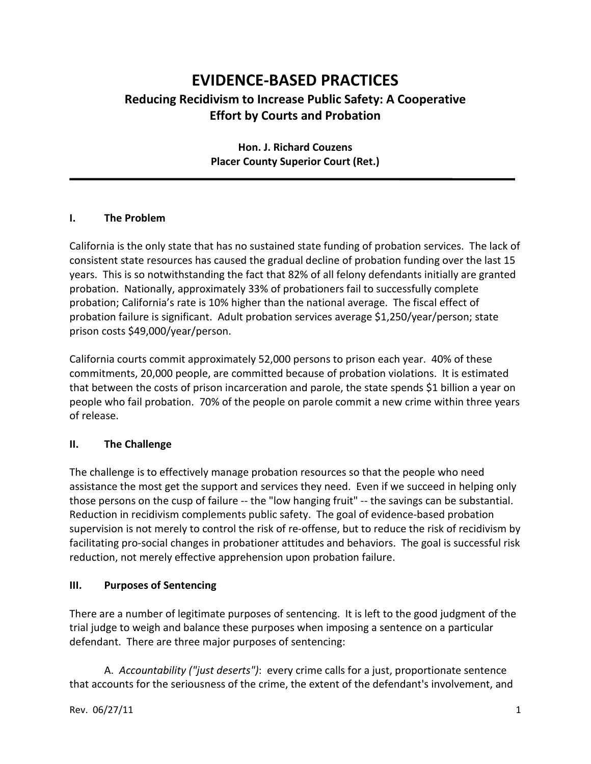# EVIDENCE-BASED PRACTICES

## Reducing Recidivism to Increase Public Safety: A Cooperative Effort by Courts and Probation

**Hon. J. Richard Couzens**
**Placer County Superior Court (Ret.)**

---

### I. The Problem

California is the only state that has no sustained state funding of probation services. The lack of consistent state resources has caused the gradual decline of probation funding over the last 15 years. This is so notwithstanding the fact that 82% of all felony defendants initially are granted probation. Nationally, approximately 33% of probationers fail to successfully complete probation; California's rate is 10% higher than the national average. The fiscal effect of probation failure is significant. Adult probation services average $1,250/year/person; state prison costs $49,000/year/person.

California courts commit approximately 52,000 persons to prison each year. 40% of these commitments, 20,000 people, are committed because of probation violations. It is estimated that between the costs of prison incarceration and parole, the state spends $1 billion a year on people who fail probation. 70% of the people on parole commit a new crime within three years of release.

### II. The Challenge

The challenge is to effectively manage probation resources so that the people who need assistance the most get the support and services they need. Even if we succeed in helping only those persons on the cusp of failure -- the "low hanging fruit" -- the savings can be substantial. Reduction in recidivism complements public safety. The goal of evidence-based probation supervision is not merely to control the risk of re-offense, but to reduce the risk of recidivism by facilitating pro-social changes in probationer attitudes and behaviors. The goal is successful risk reduction, not merely effective apprehension upon probation failure.

### III. Purposes of Sentencing

There are a number of legitimate purposes of sentencing. It is left to the good judgment of the trial judge to weigh and balance these purposes when imposing a sentence on a particular defendant. There are three major purposes of sentencing:

A. *Accountability ("just deserts")*: every crime calls for a just, proportionate sentence that accounts for the seriousness of the crime, the extent of the defendant's involvement, and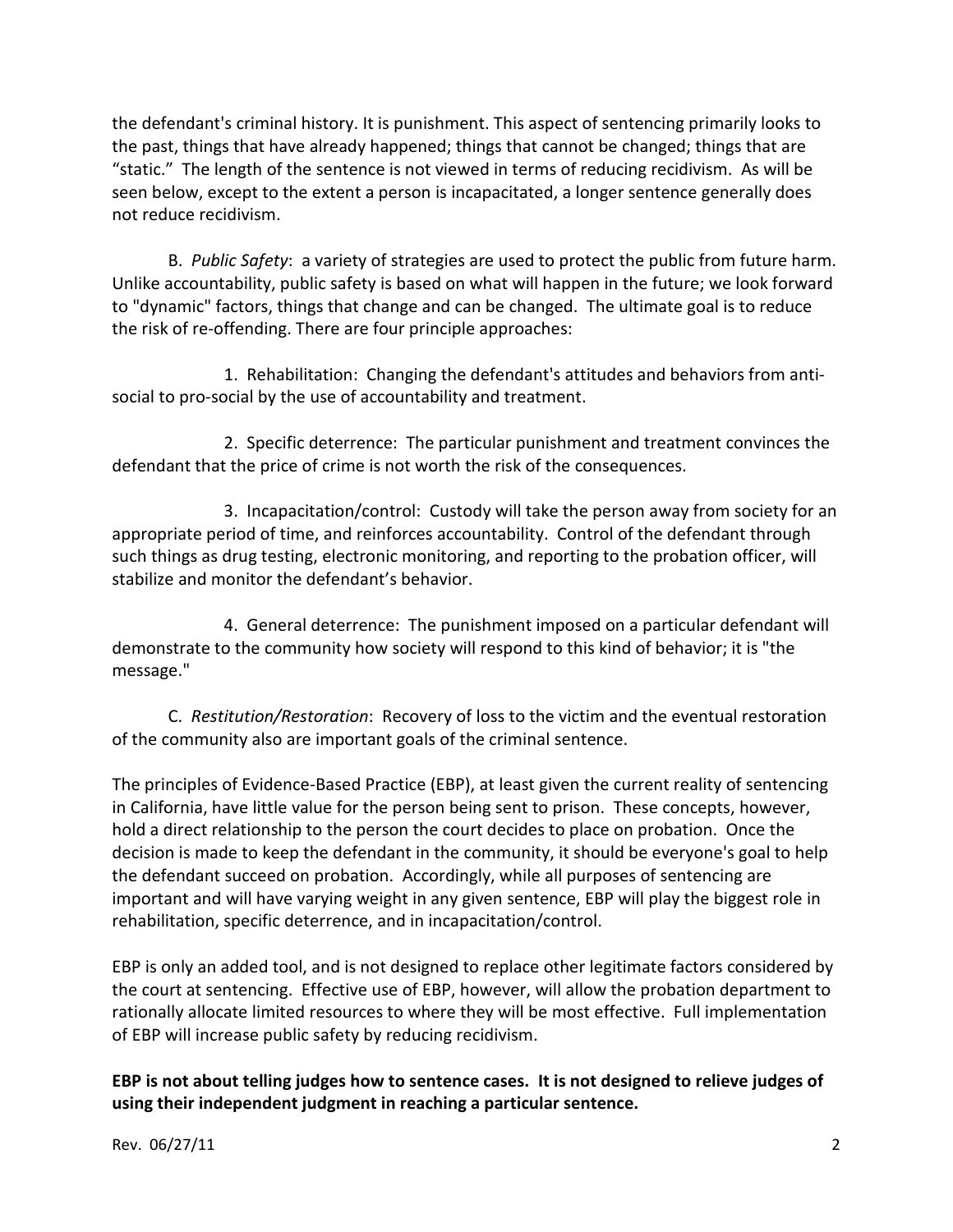the defendant's criminal history. It is punishment. This aspect of sentencing primarily looks to the past, things that have already happened; things that cannot be changed; things that are "static." The length of the sentence is not viewed in terms of reducing recidivism. As will be seen below, except to the extent a person is incapacitated, a longer sentence generally does not reduce recidivism.

B. *Public Safety*: a variety of strategies are used to protect the public from future harm. Unlike accountability, public safety is based on what will happen in the future; we look forward to "dynamic" factors, things that change and can be changed. The ultimate goal is to reduce the risk of re-offending. There are four principle approaches:

1. Rehabilitation: Changing the defendant's attitudes and behaviors from anti-social to pro-social by the use of accountability and treatment.

2. Specific deterrence: The particular punishment and treatment convinces the defendant that the price of crime is not worth the risk of the consequences.

3. Incapacitation/control: Custody will take the person away from society for an appropriate period of time, and reinforces accountability. Control of the defendant through such things as drug testing, electronic monitoring, and reporting to the probation officer, will stabilize and monitor the defendant's behavior.

4. General deterrence: The punishment imposed on a particular defendant will demonstrate to the community how society will respond to this kind of behavior; it is "the message."

C. *Restitution/Restoration*: Recovery of loss to the victim and the eventual restoration of the community also are important goals of the criminal sentence.

The principles of Evidence-Based Practice (EBP), at least given the current reality of sentencing in California, have little value for the person being sent to prison. These concepts, however, hold a direct relationship to the person the court decides to place on probation. Once the decision is made to keep the defendant in the community, it should be everyone's goal to help the defendant succeed on probation. Accordingly, while all purposes of sentencing are important and will have varying weight in any given sentence, EBP will play the biggest role in rehabilitation, specific deterrence, and in incapacitation/control.

EBP is only an added tool, and is not designed to replace other legitimate factors considered by the court at sentencing. Effective use of EBP, however, will allow the probation department to rationally allocate limited resources to where they will be most effective. Full implementation of EBP will increase public safety by reducing recidivism.

**EBP is not about telling judges how to sentence cases. It is not designed to relieve judges of using their independent judgment in reaching a particular sentence.**

Rev. 06/27/11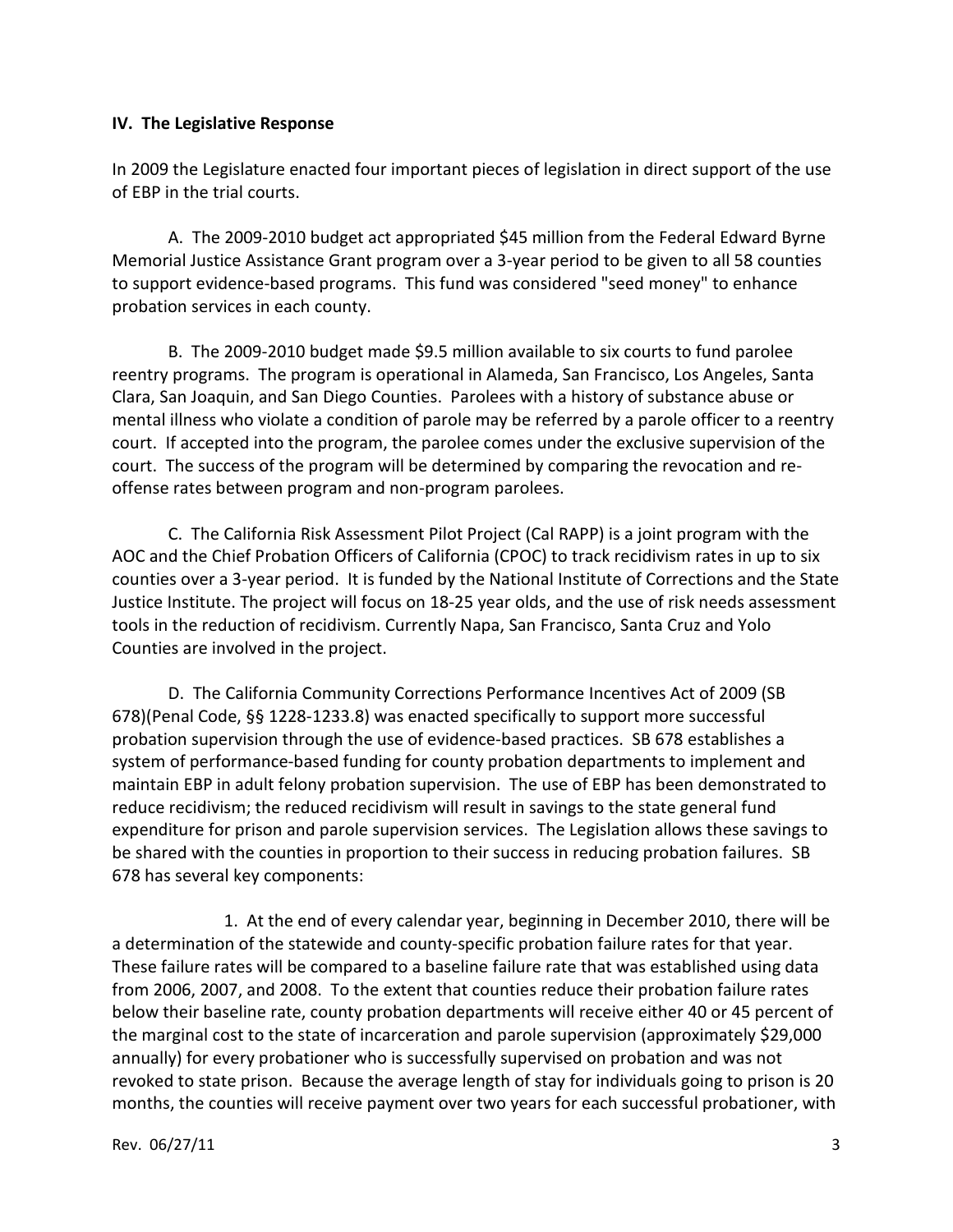## IV. The Legislative Response

In 2009 the Legislature enacted four important pieces of legislation in direct support of the use of EBP in the trial courts.

A. The 2009-2010 budget act appropriated $45 million from the Federal Edward Byrne Memorial Justice Assistance Grant program over a 3-year period to be given to all 58 counties to support evidence-based programs. This fund was considered "seed money" to enhance probation services in each county.

B. The 2009-2010 budget made $9.5 million available to six courts to fund parolee reentry programs. The program is operational in Alameda, San Francisco, Los Angeles, Santa Clara, San Joaquin, and San Diego Counties. Parolees with a history of substance abuse or mental illness who violate a condition of parole may be referred by a parole officer to a reentry court. If accepted into the program, the parolee comes under the exclusive supervision of the court. The success of the program will be determined by comparing the revocation and re-offense rates between program and non-program parolees.

C. The California Risk Assessment Pilot Project (Cal RAPP) is a joint program with the AOC and the Chief Probation Officers of California (CPOC) to track recidivism rates in up to six counties over a 3-year period. It is funded by the National Institute of Corrections and the State Justice Institute. The project will focus on 18-25 year olds, and the use of risk needs assessment tools in the reduction of recidivism. Currently Napa, San Francisco, Santa Cruz and Yolo Counties are involved in the project.

D. The California Community Corrections Performance Incentives Act of 2009 (SB 678)(Penal Code, §§ 1228-1233.8) was enacted specifically to support more successful probation supervision through the use of evidence-based practices. SB 678 establishes a system of performance-based funding for county probation departments to implement and maintain EBP in adult felony probation supervision. The use of EBP has been demonstrated to reduce recidivism; the reduced recidivism will result in savings to the state general fund expenditure for prison and parole supervision services. The Legislation allows these savings to be shared with the counties in proportion to their success in reducing probation failures. SB 678 has several key components:

1. At the end of every calendar year, beginning in December 2010, there will be a determination of the statewide and county-specific probation failure rates for that year. These failure rates will be compared to a baseline failure rate that was established using data from 2006, 2007, and 2008. To the extent that counties reduce their probation failure rates below their baseline rate, county probation departments will receive either 40 or 45 percent of the marginal cost to the state of incarceration and parole supervision (approximately $29,000 annually) for every probationer who is successfully supervised on probation and was not revoked to state prison. Because the average length of stay for individuals going to prison is 20 months, the counties will receive payment over two years for each successful probationer, with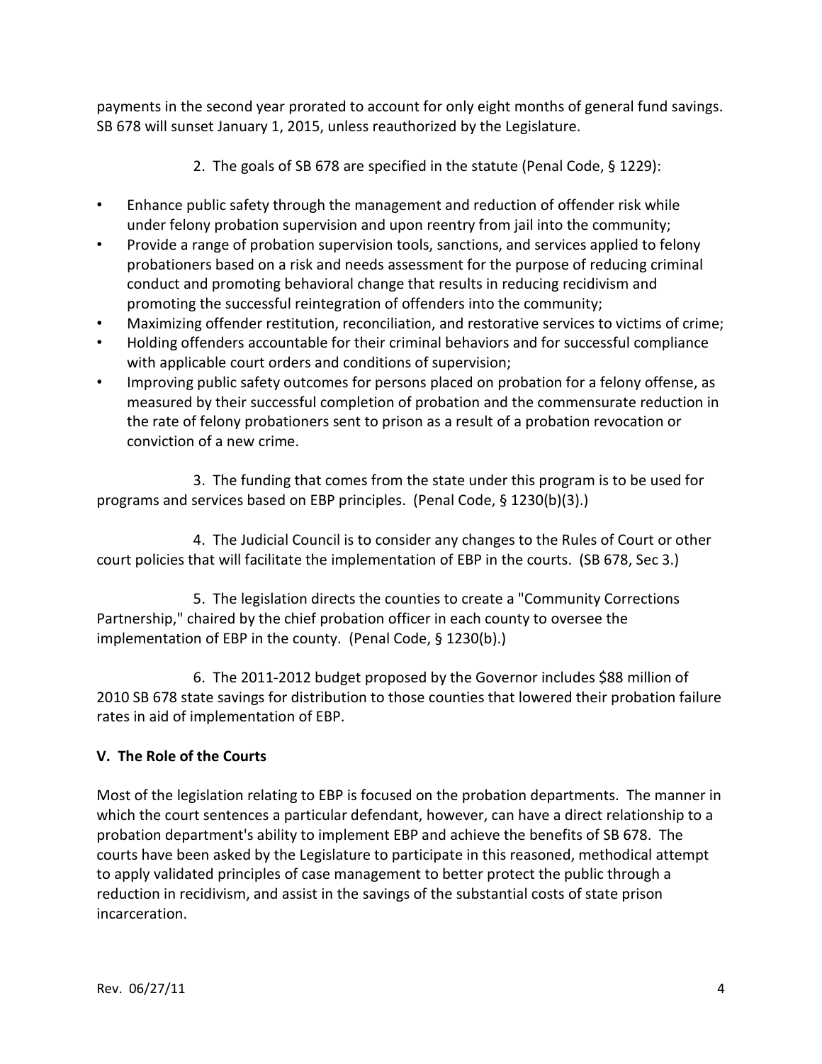payments in the second year prorated to account for only eight months of general fund savings. SB 678 will sunset January 1, 2015, unless reauthorized by the Legislature.

2. The goals of SB 678 are specified in the statute (Penal Code, § 1229):

- Enhance public safety through the management and reduction of offender risk while under felony probation supervision and upon reentry from jail into the community;
- Provide a range of probation supervision tools, sanctions, and services applied to felony probationers based on a risk and needs assessment for the purpose of reducing criminal conduct and promoting behavioral change that results in reducing recidivism and promoting the successful reintegration of offenders into the community;
- Maximizing offender restitution, reconciliation, and restorative services to victims of crime;
- Holding offenders accountable for their criminal behaviors and for successful compliance with applicable court orders and conditions of supervision;
- Improving public safety outcomes for persons placed on probation for a felony offense, as measured by their successful completion of probation and the commensurate reduction in the rate of felony probationers sent to prison as a result of a probation revocation or conviction of a new crime.

3. The funding that comes from the state under this program is to be used for programs and services based on EBP principles. (Penal Code, § 1230(b)(3).)

4. The Judicial Council is to consider any changes to the Rules of Court or other court policies that will facilitate the implementation of EBP in the courts. (SB 678, Sec 3.)

5. The legislation directs the counties to create a "Community Corrections Partnership," chaired by the chief probation officer in each county to oversee the implementation of EBP in the county. (Penal Code, § 1230(b).)

6. The 2011-2012 budget proposed by the Governor includes $88 million of 2010 SB 678 state savings for distribution to those counties that lowered their probation failure rates in aid of implementation of EBP.

## V. The Role of the Courts

Most of the legislation relating to EBP is focused on the probation departments. The manner in which the court sentences a particular defendant, however, can have a direct relationship to a probation department's ability to implement EBP and achieve the benefits of SB 678. The courts have been asked by the Legislature to participate in this reasoned, methodical attempt to apply validated principles of case management to better protect the public through a reduction in recidivism, and assist in the savings of the substantial costs of state prison incarceration.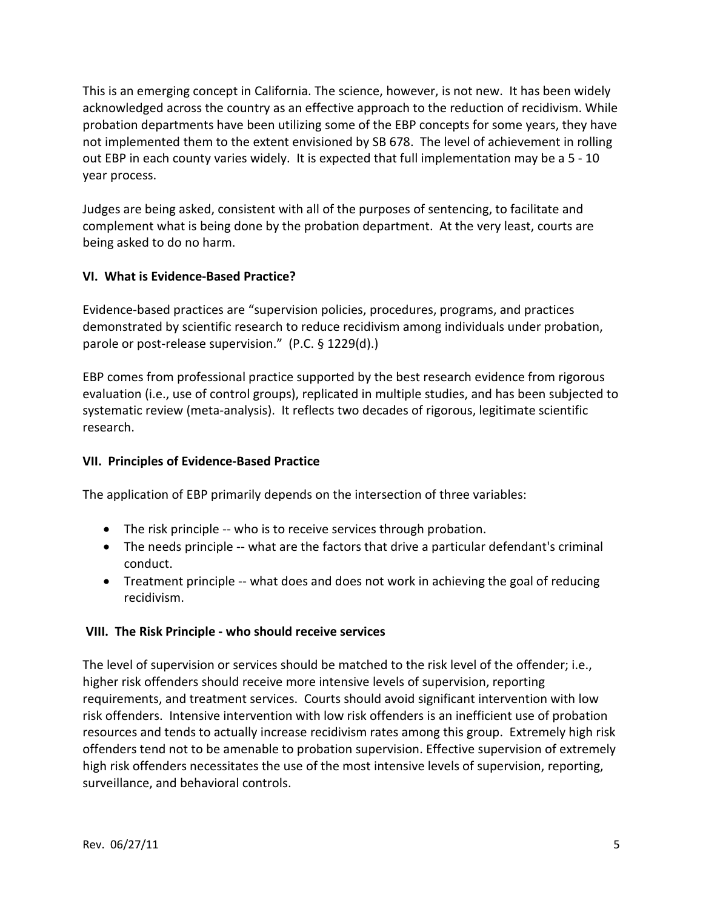This is an emerging concept in California. The science, however, is not new. It has been widely acknowledged across the country as an effective approach to the reduction of recidivism. While probation departments have been utilizing some of the EBP concepts for some years, they have not implemented them to the extent envisioned by SB 678. The level of achievement in rolling out EBP in each county varies widely. It is expected that full implementation may be a 5 - 10 year process.

Judges are being asked, consistent with all of the purposes of sentencing, to facilitate and complement what is being done by the probation department. At the very least, courts are being asked to do no harm.

## VI. What is Evidence-Based Practice?

Evidence-based practices are "supervision policies, procedures, programs, and practices demonstrated by scientific research to reduce recidivism among individuals under probation, parole or post-release supervision." (P.C. § 1229(d).)

EBP comes from professional practice supported by the best research evidence from rigorous evaluation (i.e., use of control groups), replicated in multiple studies, and has been subjected to systematic review (meta-analysis). It reflects two decades of rigorous, legitimate scientific research.

## VII. Principles of Evidence-Based Practice

The application of EBP primarily depends on the intersection of three variables:

- The risk principle -- who is to receive services through probation.
- The needs principle -- what are the factors that drive a particular defendant's criminal conduct.
- Treatment principle -- what does and does not work in achieving the goal of reducing recidivism.

## VIII. The Risk Principle - who should receive services

The level of supervision or services should be matched to the risk level of the offender; i.e., higher risk offenders should receive more intensive levels of supervision, reporting requirements, and treatment services. Courts should avoid significant intervention with low risk offenders. Intensive intervention with low risk offenders is an inefficient use of probation resources and tends to actually increase recidivism rates among this group. Extremely high risk offenders tend not to be amenable to probation supervision. Effective supervision of extremely high risk offenders necessitates the use of the most intensive levels of supervision, reporting, surveillance, and behavioral controls.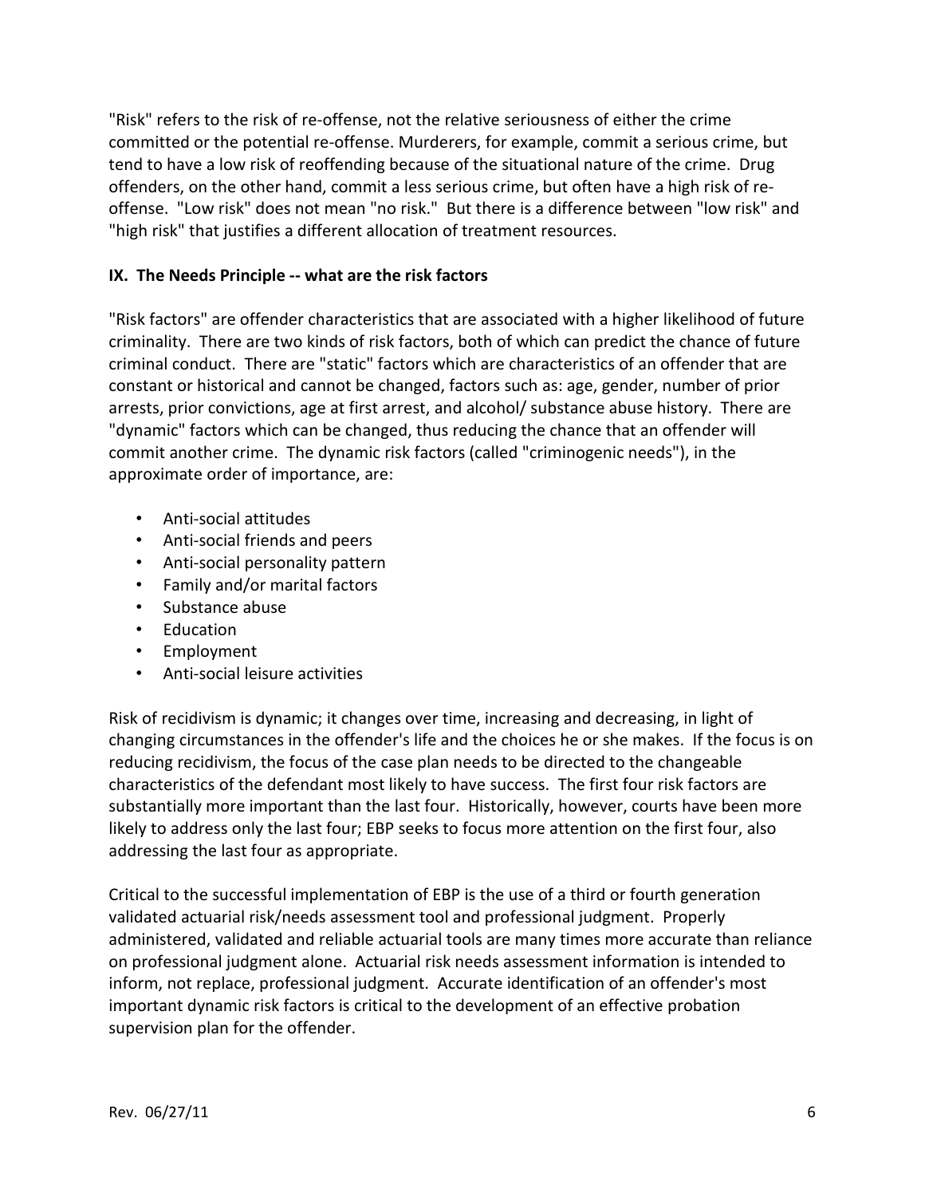"Risk" refers to the risk of re-offense, not the relative seriousness of either the crime committed or the potential re-offense. Murderers, for example, commit a serious crime, but tend to have a low risk of reoffending because of the situational nature of the crime. Drug offenders, on the other hand, commit a less serious crime, but often have a high risk of re-offense. "Low risk" does not mean "no risk." But there is a difference between "low risk" and "high risk" that justifies a different allocation of treatment resources.

**IX. The Needs Principle -- what are the risk factors**

"Risk factors" are offender characteristics that are associated with a higher likelihood of future criminality. There are two kinds of risk factors, both of which can predict the chance of future criminal conduct. There are "static" factors which are characteristics of an offender that are constant or historical and cannot be changed, factors such as: age, gender, number of prior arrests, prior convictions, age at first arrest, and alcohol/ substance abuse history. There are "dynamic" factors which can be changed, thus reducing the chance that an offender will commit another crime. The dynamic risk factors (called "criminogenic needs"), in the approximate order of importance, are:

- Anti-social attitudes
- Anti-social friends and peers
- Anti-social personality pattern
- Family and/or marital factors
- Substance abuse
- Education
- Employment
- Anti-social leisure activities

Risk of recidivism is dynamic; it changes over time, increasing and decreasing, in light of changing circumstances in the offender's life and the choices he or she makes. If the focus is on reducing recidivism, the focus of the case plan needs to be directed to the changeable characteristics of the defendant most likely to have success. The first four risk factors are substantially more important than the last four. Historically, however, courts have been more likely to address only the last four; EBP seeks to focus more attention on the first four, also addressing the last four as appropriate.

Critical to the successful implementation of EBP is the use of a third or fourth generation validated actuarial risk/needs assessment tool and professional judgment. Properly administered, validated and reliable actuarial tools are many times more accurate than reliance on professional judgment alone. Actuarial risk needs assessment information is intended to inform, not replace, professional judgment. Accurate identification of an offender's most important dynamic risk factors is critical to the development of an effective probation supervision plan for the offender.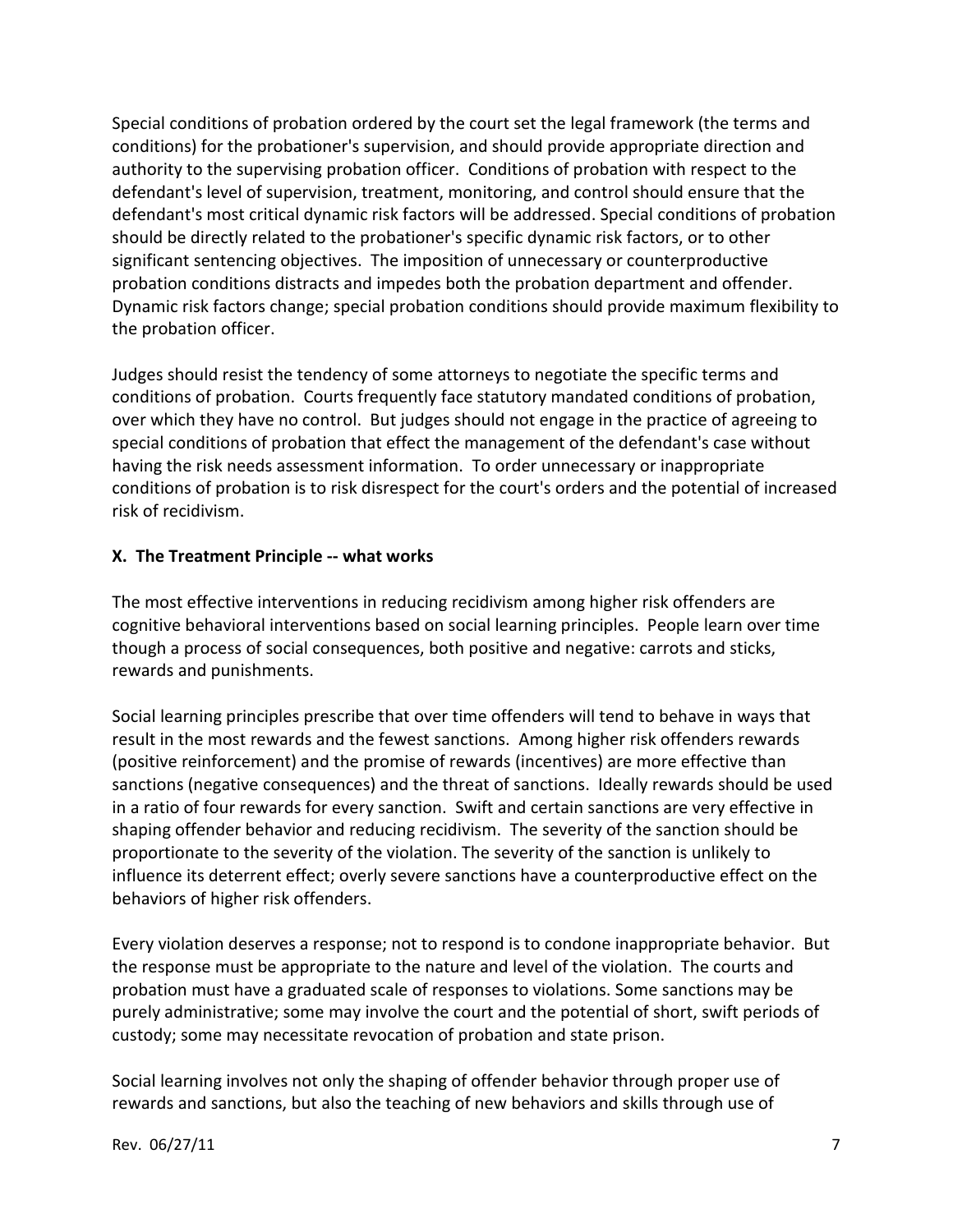Special conditions of probation ordered by the court set the legal framework (the terms and conditions) for the probationer's supervision, and should provide appropriate direction and authority to the supervising probation officer. Conditions of probation with respect to the defendant's level of supervision, treatment, monitoring, and control should ensure that the defendant's most critical dynamic risk factors will be addressed. Special conditions of probation should be directly related to the probationer's specific dynamic risk factors, or to other significant sentencing objectives. The imposition of unnecessary or counterproductive probation conditions distracts and impedes both the probation department and offender. Dynamic risk factors change; special probation conditions should provide maximum flexibility to the probation officer.

Judges should resist the tendency of some attorneys to negotiate the specific terms and conditions of probation. Courts frequently face statutory mandated conditions of probation, over which they have no control. But judges should not engage in the practice of agreeing to special conditions of probation that effect the management of the defendant's case without having the risk needs assessment information. To order unnecessary or inappropriate conditions of probation is to risk disrespect for the court's orders and the potential of increased risk of recidivism.

**X. The Treatment Principle -- what works**

The most effective interventions in reducing recidivism among higher risk offenders are cognitive behavioral interventions based on social learning principles. People learn over time though a process of social consequences, both positive and negative: carrots and sticks, rewards and punishments.

Social learning principles prescribe that over time offenders will tend to behave in ways that result in the most rewards and the fewest sanctions. Among higher risk offenders rewards (positive reinforcement) and the promise of rewards (incentives) are more effective than sanctions (negative consequences) and the threat of sanctions. Ideally rewards should be used in a ratio of four rewards for every sanction. Swift and certain sanctions are very effective in shaping offender behavior and reducing recidivism. The severity of the sanction should be proportionate to the severity of the violation. The severity of the sanction is unlikely to influence its deterrent effect; overly severe sanctions have a counterproductive effect on the behaviors of higher risk offenders.

Every violation deserves a response; not to respond is to condone inappropriate behavior. But the response must be appropriate to the nature and level of the violation. The courts and probation must have a graduated scale of responses to violations. Some sanctions may be purely administrative; some may involve the court and the potential of short, swift periods of custody; some may necessitate revocation of probation and state prison.

Social learning involves not only the shaping of offender behavior through proper use of rewards and sanctions, but also the teaching of new behaviors and skills through use of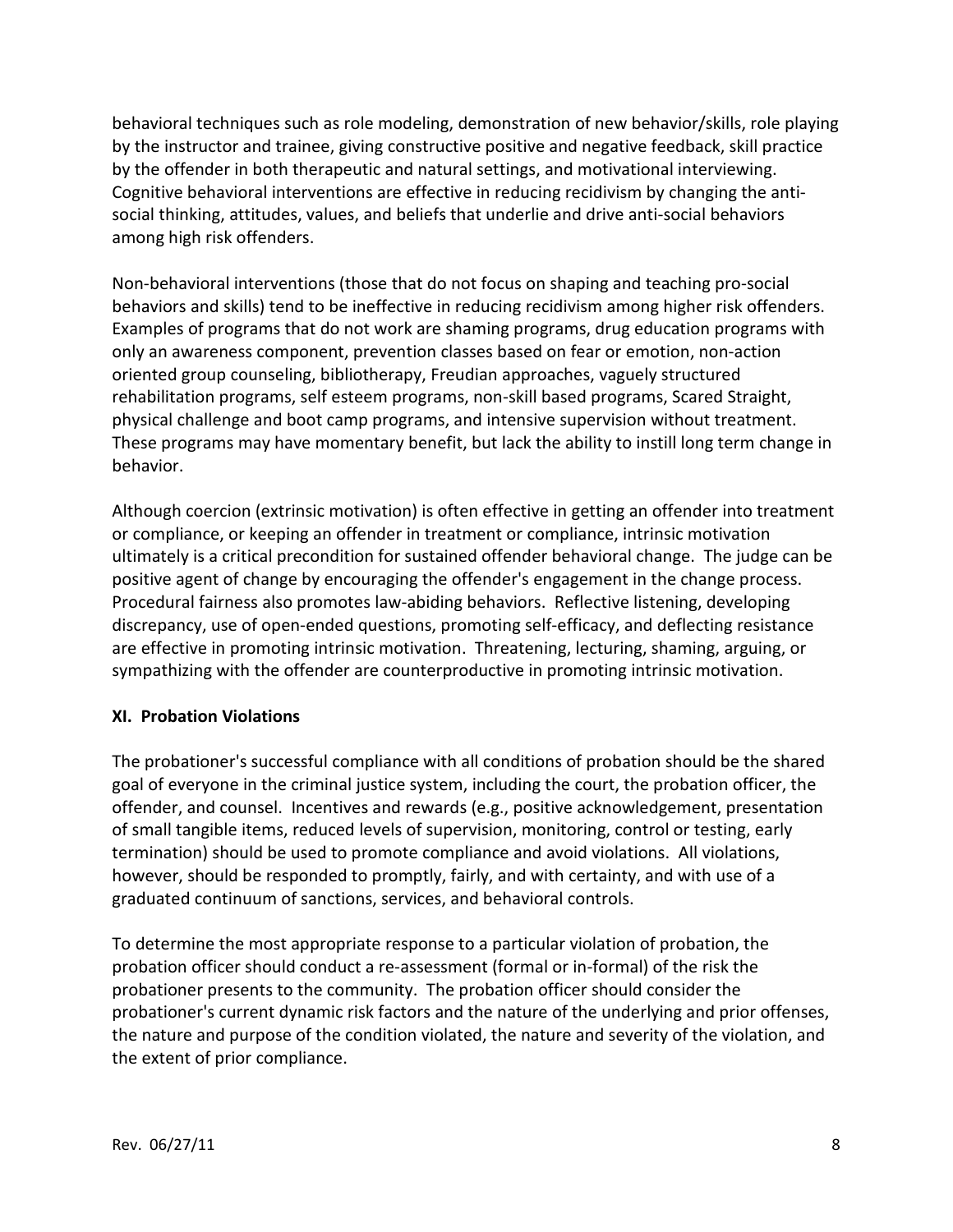behavioral techniques such as role modeling, demonstration of new behavior/skills, role playing by the instructor and trainee, giving constructive positive and negative feedback, skill practice by the offender in both therapeutic and natural settings, and motivational interviewing. Cognitive behavioral interventions are effective in reducing recidivism by changing the anti-social thinking, attitudes, values, and beliefs that underlie and drive anti-social behaviors among high risk offenders.

Non-behavioral interventions (those that do not focus on shaping and teaching pro-social behaviors and skills) tend to be ineffective in reducing recidivism among higher risk offenders. Examples of programs that do not work are shaming programs, drug education programs with only an awareness component, prevention classes based on fear or emotion, non-action oriented group counseling, bibliotherapy, Freudian approaches, vaguely structured rehabilitation programs, self esteem programs, non-skill based programs, Scared Straight, physical challenge and boot camp programs, and intensive supervision without treatment. These programs may have momentary benefit, but lack the ability to instill long term change in behavior.

Although coercion (extrinsic motivation) is often effective in getting an offender into treatment or compliance, or keeping an offender in treatment or compliance, intrinsic motivation ultimately is a critical precondition for sustained offender behavioral change. The judge can be positive agent of change by encouraging the offender's engagement in the change process. Procedural fairness also promotes law-abiding behaviors. Reflective listening, developing discrepancy, use of open-ended questions, promoting self-efficacy, and deflecting resistance are effective in promoting intrinsic motivation. Threatening, lecturing, shaming, arguing, or sympathizing with the offender are counterproductive in promoting intrinsic motivation.

## XI. Probation Violations

The probationer's successful compliance with all conditions of probation should be the shared goal of everyone in the criminal justice system, including the court, the probation officer, the offender, and counsel. Incentives and rewards (e.g., positive acknowledgement, presentation of small tangible items, reduced levels of supervision, monitoring, control or testing, early termination) should be used to promote compliance and avoid violations. All violations, however, should be responded to promptly, fairly, and with certainty, and with use of a graduated continuum of sanctions, services, and behavioral controls.

To determine the most appropriate response to a particular violation of probation, the probation officer should conduct a re-assessment (formal or in-formal) of the risk the probationer presents to the community. The probation officer should consider the probationer's current dynamic risk factors and the nature of the underlying and prior offenses, the nature and purpose of the condition violated, the nature and severity of the violation, and the extent of prior compliance.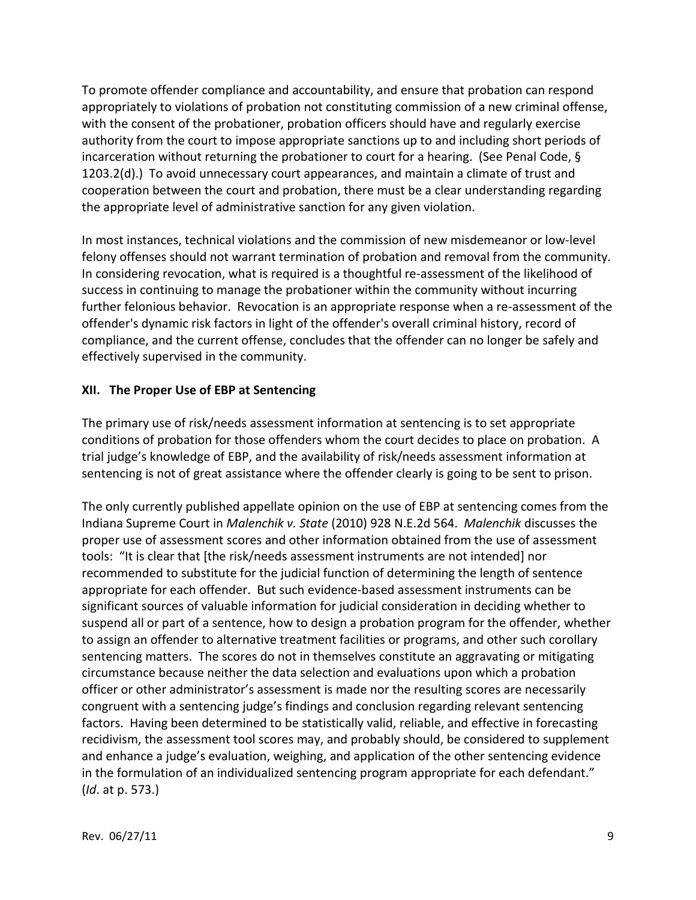To promote offender compliance and accountability, and ensure that probation can respond appropriately to violations of probation not constituting commission of a new criminal offense, with the consent of the probationer, probation officers should have and regularly exercise authority from the court to impose appropriate sanctions up to and including short periods of incarceration without returning the probationer to court for a hearing. (See Penal Code, § 1203.2(d).) To avoid unnecessary court appearances, and maintain a climate of trust and cooperation between the court and probation, there must be a clear understanding regarding the appropriate level of administrative sanction for any given violation.

In most instances, technical violations and the commission of new misdemeanor or low-level felony offenses should not warrant termination of probation and removal from the community. In considering revocation, what is required is a thoughtful re-assessment of the likelihood of success in continuing to manage the probationer within the community without incurring further felonious behavior. Revocation is an appropriate response when a re-assessment of the offender's dynamic risk factors in light of the offender's overall criminal history, record of compliance, and the current offense, concludes that the offender can no longer be safely and effectively supervised in the community.

## XII. The Proper Use of EBP at Sentencing

The primary use of risk/needs assessment information at sentencing is to set appropriate conditions of probation for those offenders whom the court decides to place on probation. A trial judge's knowledge of EBP, and the availability of risk/needs assessment information at sentencing is not of great assistance where the offender clearly is going to be sent to prison.

The only currently published appellate opinion on the use of EBP at sentencing comes from the Indiana Supreme Court in *Malenchik v. State* (2010) 928 N.E.2d 564. *Malenchik* discusses the proper use of assessment scores and other information obtained from the use of assessment tools: "It is clear that [the risk/needs assessment instruments are not intended] nor recommended to substitute for the judicial function of determining the length of sentence appropriate for each offender. But such evidence-based assessment instruments can be significant sources of valuable information for judicial consideration in deciding whether to suspend all or part of a sentence, how to design a probation program for the offender, whether to assign an offender to alternative treatment facilities or programs, and other such corollary sentencing matters. The scores do not in themselves constitute an aggravating or mitigating circumstance because neither the data selection and evaluations upon which a probation officer or other administrator's assessment is made nor the resulting scores are necessarily congruent with a sentencing judge's findings and conclusion regarding relevant sentencing factors. Having been determined to be statistically valid, reliable, and effective in forecasting recidivism, the assessment tool scores may, and probably should, be considered to supplement and enhance a judge's evaluation, weighing, and application of the other sentencing evidence in the formulation of an individualized sentencing program appropriate for each defendant." (*Id*. at p. 573.)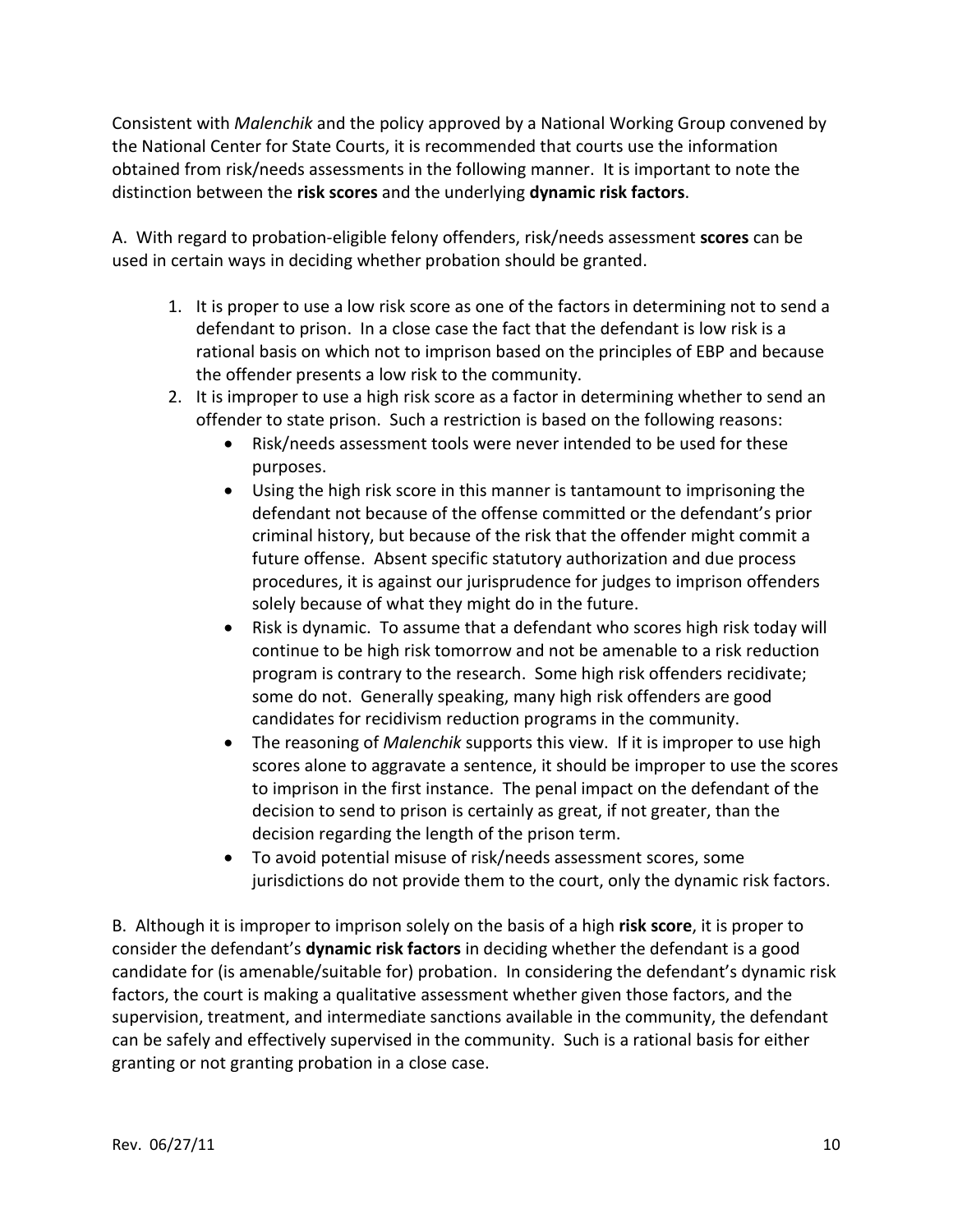Consistent with *Malenchik* and the policy approved by a National Working Group convened by the National Center for State Courts, it is recommended that courts use the information obtained from risk/needs assessments in the following manner. It is important to note the distinction between the **risk scores** and the underlying **dynamic risk factors**.

A. With regard to probation-eligible felony offenders, risk/needs assessment **scores** can be used in certain ways in deciding whether probation should be granted.

1. It is proper to use a low risk score as one of the factors in determining not to send a defendant to prison. In a close case the fact that the defendant is low risk is a rational basis on which not to imprison based on the principles of EBP and because the offender presents a low risk to the community.
2. It is improper to use a high risk score as a factor in determining whether to send an offender to state prison. Such a restriction is based on the following reasons:
   - Risk/needs assessment tools were never intended to be used for these purposes.
   - Using the high risk score in this manner is tantamount to imprisoning the defendant not because of the offense committed or the defendant's prior criminal history, but because of the risk that the offender might commit a future offense. Absent specific statutory authorization and due process procedures, it is against our jurisprudence for judges to imprison offenders solely because of what they might do in the future.
   - Risk is dynamic. To assume that a defendant who scores high risk today will continue to be high risk tomorrow and not be amenable to a risk reduction program is contrary to the research. Some high risk offenders recidivate; some do not. Generally speaking, many high risk offenders are good candidates for recidivism reduction programs in the community.
   - The reasoning of *Malenchik* supports this view. If it is improper to use high scores alone to aggravate a sentence, it should be improper to use the scores to imprison in the first instance. The penal impact on the defendant of the decision to send to prison is certainly as great, if not greater, than the decision regarding the length of the prison term.
   - To avoid potential misuse of risk/needs assessment scores, some jurisdictions do not provide them to the court, only the dynamic risk factors.

B. Although it is improper to imprison solely on the basis of a high **risk score**, it is proper to consider the defendant's **dynamic risk factors** in deciding whether the defendant is a good candidate for (is amenable/suitable for) probation. In considering the defendant's dynamic risk factors, the court is making a qualitative assessment whether given those factors, and the supervision, treatment, and intermediate sanctions available in the community, the defendant can be safely and effectively supervised in the community. Such is a rational basis for either granting or not granting probation in a close case.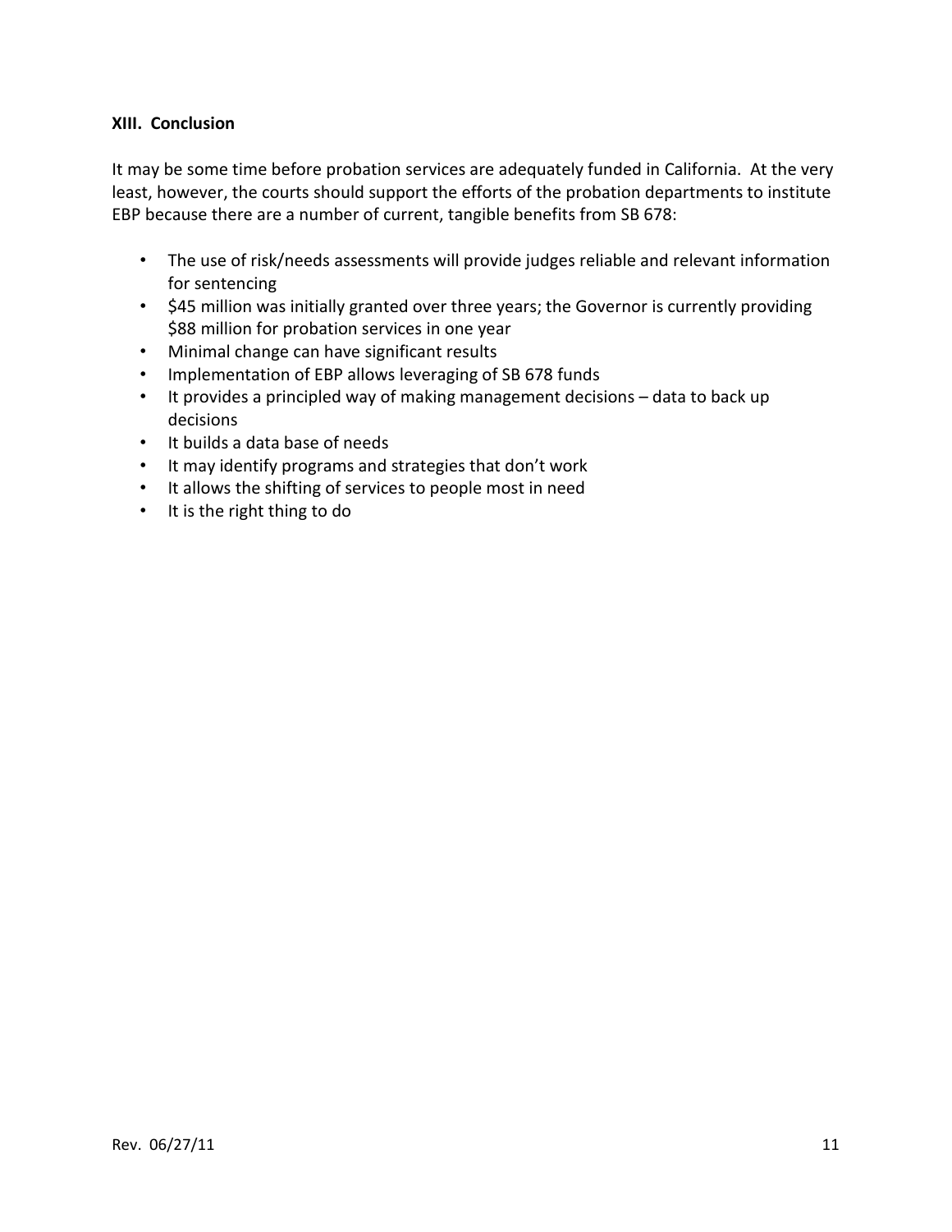### XIII. Conclusion

It may be some time before probation services are adequately funded in California. At the very least, however, the courts should support the efforts of the probation departments to institute EBP because there are a number of current, tangible benefits from SB 678:

- The use of risk/needs assessments will provide judges reliable and relevant information for sentencing
- $45 million was initially granted over three years; the Governor is currently providing $88 million for probation services in one year
- Minimal change can have significant results
- Implementation of EBP allows leveraging of SB 678 funds
- It provides a principled way of making management decisions – data to back up decisions
- It builds a data base of needs
- It may identify programs and strategies that don't work
- It allows the shifting of services to people most in need
- It is the right thing to do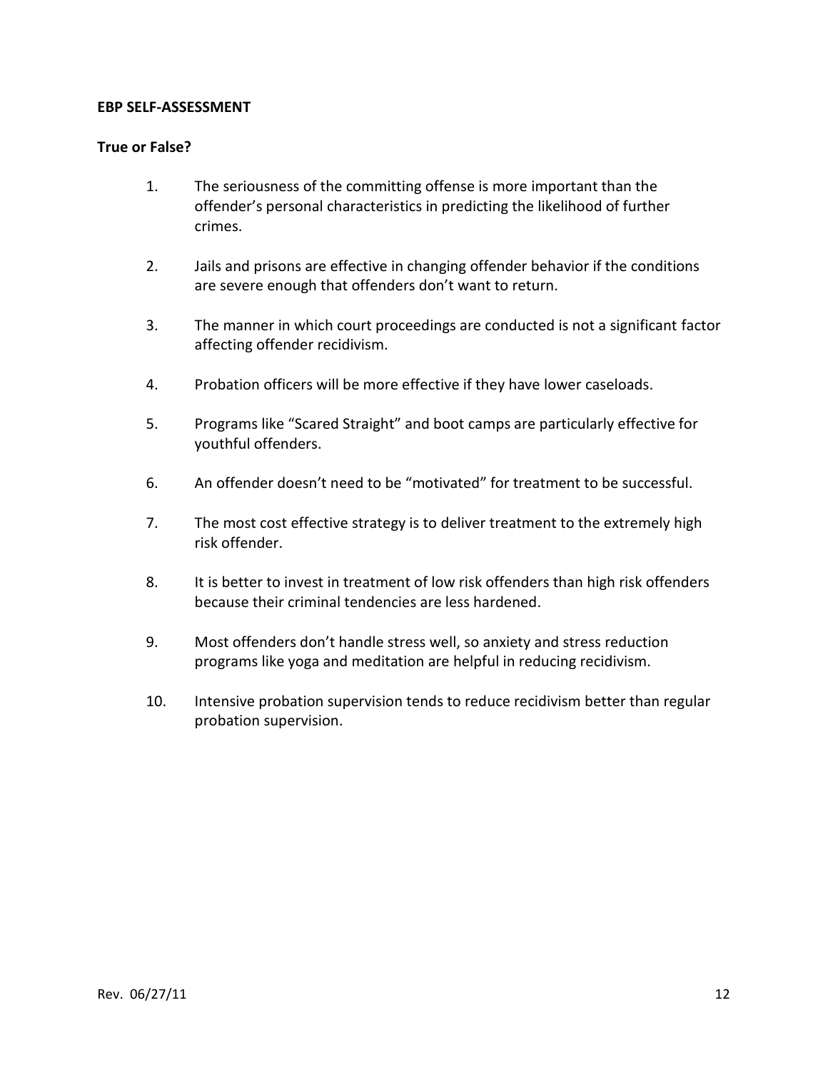**EBP SELF-ASSESSMENT**

**True or False?**

1. The seriousness of the committing offense is more important than the offender's personal characteristics in predicting the likelihood of further crimes.

2. Jails and prisons are effective in changing offender behavior if the conditions are severe enough that offenders don't want to return.

3. The manner in which court proceedings are conducted is not a significant factor affecting offender recidivism.

4. Probation officers will be more effective if they have lower caseloads.

5. Programs like "Scared Straight" and boot camps are particularly effective for youthful offenders.

6. An offender doesn't need to be "motivated" for treatment to be successful.

7. The most cost effective strategy is to deliver treatment to the extremely high risk offender.

8. It is better to invest in treatment of low risk offenders than high risk offenders because their criminal tendencies are less hardened.

9. Most offenders don't handle stress well, so anxiety and stress reduction programs like yoga and meditation are helpful in reducing recidivism.

10. Intensive probation supervision tends to reduce recidivism better than regular probation supervision.

Rev. 06/27/11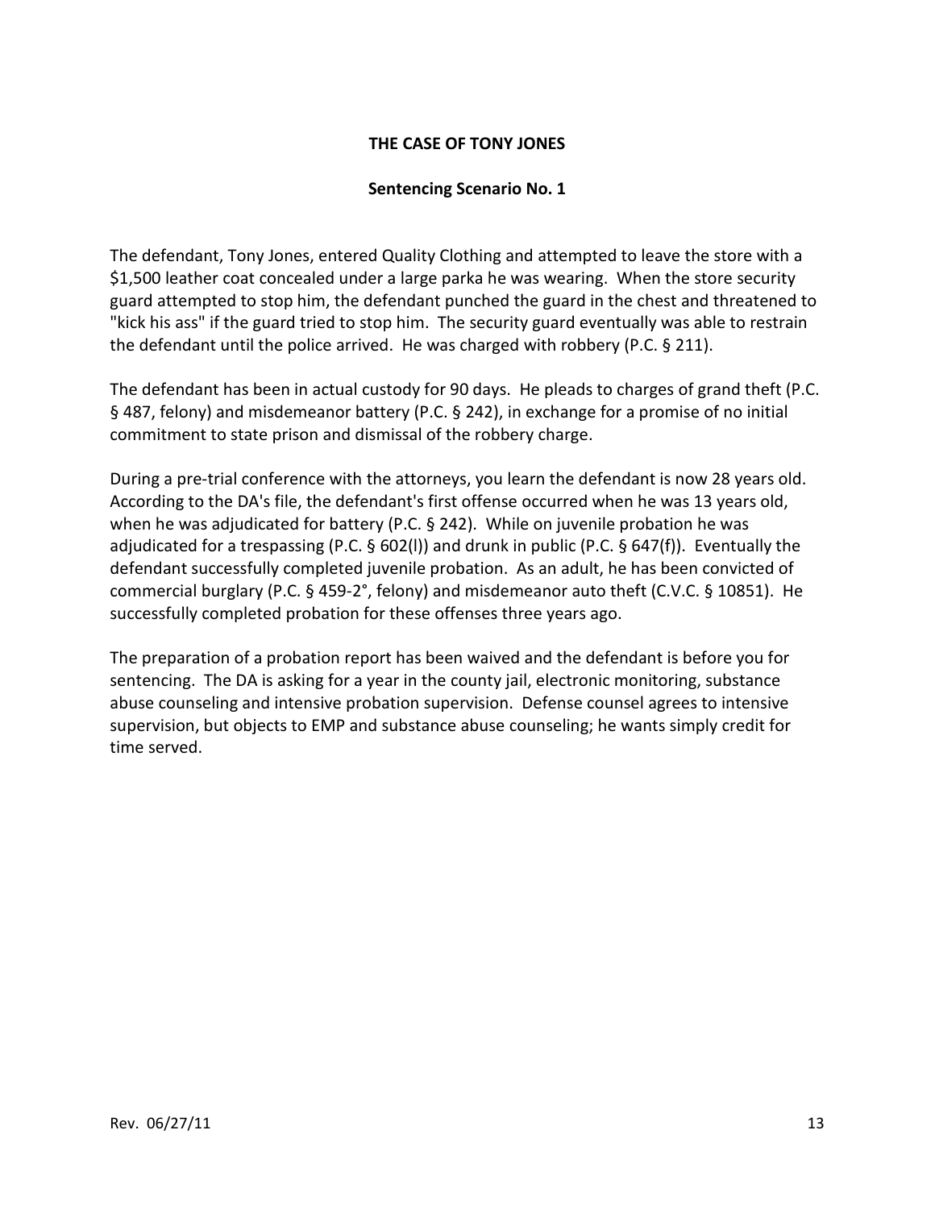**THE CASE OF TONY JONES**

**Sentencing Scenario No. 1**

The defendant, Tony Jones, entered Quality Clothing and attempted to leave the store with a $1,500 leather coat concealed under a large parka he was wearing. When the store security guard attempted to stop him, the defendant punched the guard in the chest and threatened to "kick his ass" if the guard tried to stop him. The security guard eventually was able to restrain the defendant until the police arrived. He was charged with robbery (P.C. § 211).

The defendant has been in actual custody for 90 days. He pleads to charges of grand theft (P.C. § 487, felony) and misdemeanor battery (P.C. § 242), in exchange for a promise of no initial commitment to state prison and dismissal of the robbery charge.

During a pre-trial conference with the attorneys, you learn the defendant is now 28 years old. According to the DA's file, the defendant's first offense occurred when he was 13 years old, when he was adjudicated for battery (P.C. § 242). While on juvenile probation he was adjudicated for a trespassing (P.C. § 602(l)) and drunk in public (P.C. § 647(f)). Eventually the defendant successfully completed juvenile probation. As an adult, he has been convicted of commercial burglary (P.C. § 459-2°, felony) and misdemeanor auto theft (C.V.C. § 10851). He successfully completed probation for these offenses three years ago.

The preparation of a probation report has been waived and the defendant is before you for sentencing. The DA is asking for a year in the county jail, electronic monitoring, substance abuse counseling and intensive probation supervision. Defense counsel agrees to intensive supervision, but objects to EMP and substance abuse counseling; he wants simply credit for time served.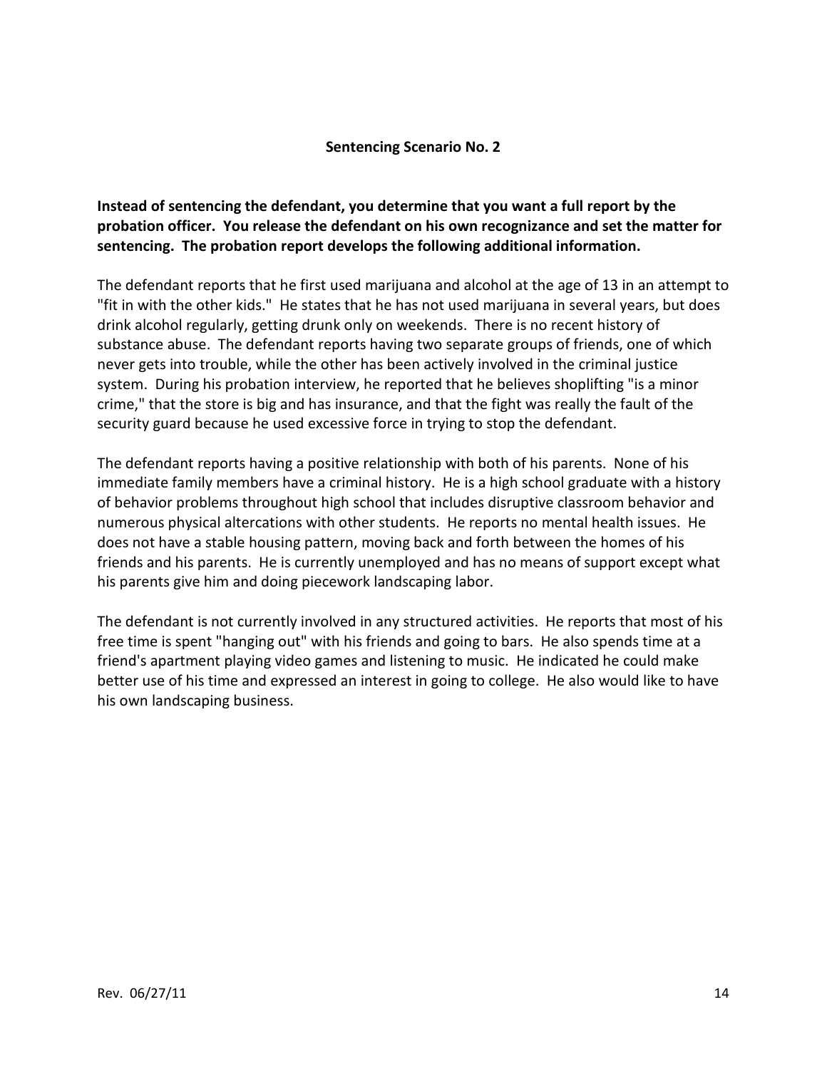**Sentencing Scenario No. 2**

**Instead of sentencing the defendant, you determine that you want a full report by the probation officer. You release the defendant on his own recognizance and set the matter for sentencing. The probation report develops the following additional information.**

The defendant reports that he first used marijuana and alcohol at the age of 13 in an attempt to "fit in with the other kids." He states that he has not used marijuana in several years, but does drink alcohol regularly, getting drunk only on weekends. There is no recent history of substance abuse. The defendant reports having two separate groups of friends, one of which never gets into trouble, while the other has been actively involved in the criminal justice system. During his probation interview, he reported that he believes shoplifting "is a minor crime," that the store is big and has insurance, and that the fight was really the fault of the security guard because he used excessive force in trying to stop the defendant.

The defendant reports having a positive relationship with both of his parents. None of his immediate family members have a criminal history. He is a high school graduate with a history of behavior problems throughout high school that includes disruptive classroom behavior and numerous physical altercations with other students. He reports no mental health issues. He does not have a stable housing pattern, moving back and forth between the homes of his friends and his parents. He is currently unemployed and has no means of support except what his parents give him and doing piecework landscaping labor.

The defendant is not currently involved in any structured activities. He reports that most of his free time is spent "hanging out" with his friends and going to bars. He also spends time at a friend's apartment playing video games and listening to music. He indicated he could make better use of his time and expressed an interest in going to college. He also would like to have his own landscaping business.